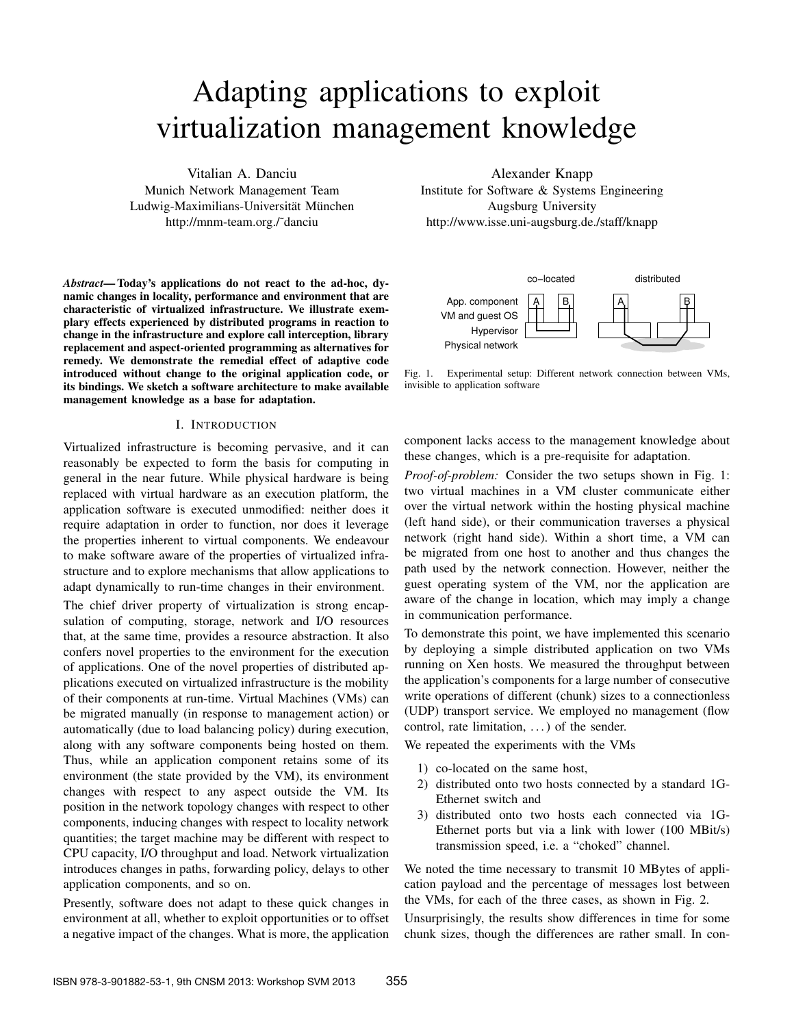# Adapting applications to exploit virtualization management knowledge

Vitalian A. Danciu
Munich Network Management Team
Ludwig-Maximilians-Universität München
http://mnm-team.org./~danciu

Alexander Knapp
Institute for Software & Systems Engineering
Augsburg University
http://www.isse.uni-augsburg.de./staff/knapp

***Abstract*— Today's applications do not react to the ad-hoc, dynamic changes in locality, performance and environment that are characteristic of virtualized infrastructure. We illustrate exemplary effects experienced by distributed programs in reaction to change in the infrastructure and explore call interception, library replacement and aspect-oriented programming as alternatives for remedy. We demonstrate the remedial effect of adaptive code introduced without change to the original application code, or its bindings. We sketch a software architecture to make available management knowledge as a base for adaptation.**

## I. Introduction

Virtualized infrastructure is becoming pervasive, and it can reasonably be expected to form the basis for computing in general in the near future. While physical hardware is being replaced with virtual hardware as an execution platform, the application software is executed unmodified: neither does it require adaptation in order to function, nor does it leverage the properties inherent to virtual components. We endeavour to make software aware of the properties of virtualized infrastructure and to explore mechanisms that allow applications to adapt dynamically to run-time changes in their environment.

The chief driver property of virtualization is strong encapsulation of computing, storage, network and I/O resources that, at the same time, provides a resource abstraction. It also confers novel properties to the environment for the execution of applications. One of the novel properties of distributed applications executed on virtualized infrastructure is the mobility of their components at run-time. Virtual Machines (VMs) can be migrated manually (in response to management action) or automatically (due to load balancing policy) during execution, along with any software components being hosted on them. Thus, while an application component retains some of its environment (the state provided by the VM), its environment changes with respect to any aspect outside the VM. Its position in the network topology changes with respect to other components, inducing changes with respect to locality network quantities; the target machine may be different with respect to CPU capacity, I/O throughput and load. Network virtualization introduces changes in paths, forwarding policy, delays to other application components, and so on.

Presently, software does not adapt to these quick changes in environment at all, whether to exploit opportunities or to offset a negative impact of the changes. What is more, the application component lacks access to the management knowledge about these changes, which is a pre-requisite for adaptation.

co−located
distributed
App. component
A
B
A
B
VM and guest OS
Hypervisor
Physical network

Fig. 1. Experimental setup: Different network connection between VMs, invisible to application software

*Proof-of-problem:* Consider the two setups shown in Fig. 1: two virtual machines in a VM cluster communicate either over the virtual network within the hosting physical machine (left hand side), or their communication traverses a physical network (right hand side). Within a short time, a VM can be migrated from one host to another and thus changes the path used by the network connection. However, neither the guest operating system of the VM, nor the application are aware of the change in location, which may imply a change in communication performance.

To demonstrate this point, we have implemented this scenario by deploying a simple distributed application on two VMs running on Xen hosts. We measured the throughput between the application's components for a large number of consecutive write operations of different (chunk) sizes to a connectionless (UDP) transport service. We employed no management (flow control, rate limitation, ...) of the sender.

We repeated the experiments with the VMs

1) co-located on the same host,
2) distributed onto two hosts connected by a standard 1G-Ethernet switch and
3) distributed onto two hosts each connected via 1G-Ethernet ports but via a link with lower (100 MBit/s) transmission speed, i.e. a "choked" channel.

We noted the time necessary to transmit 10 MBytes of application payload and the percentage of messages lost between the VMs, for each of the three cases, as shown in Fig. 2.

Unsurprisingly, the results show differences in time for some chunk sizes, though the differences are rather small. In con-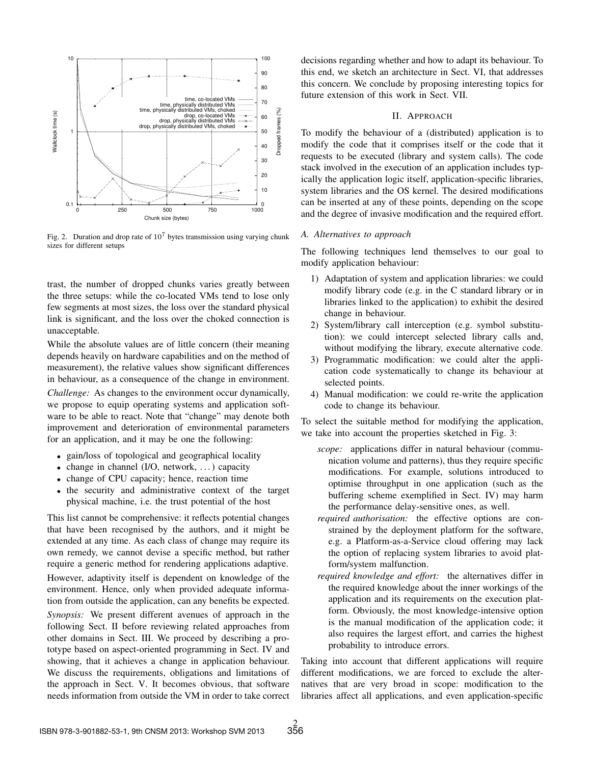Fig. 2. Duration and drop rate of $10^7$ bytes transmission using varying chunk sizes for different setups

trast, the number of dropped chunks varies greatly between the three setups: while the co-located VMs tend to lose only few segments at most sizes, the loss over the standard physical link is significant, and the loss over the choked connection is unacceptable.

While the absolute values are of little concern (their meaning depends heavily on hardware capabilities and on the method of measurement), the relative values show significant differences in behaviour, as a consequence of the change in environment.

*Challenge:* As changes to the environment occur dynamically, we propose to equip operating systems and application software to be able to react. Note that "change" may denote both improvement and deterioration of environmental parameters for an application, and it may be one the following:

- gain/loss of topological and geographical locality
- change in channel (I/O, network, ...) capacity
- change of CPU capacity; hence, reaction time
- the security and administrative context of the target physical machine, i.e. the trust potential of the host

This list cannot be comprehensive: it reflects potential changes that have been recognised by the authors, and it might be extended at any time. As each class of change may require its own remedy, we cannot devise a specific method, but rather require a generic method for rendering applications adaptive.

However, adaptivity itself is dependent on knowledge of the environment. Hence, only when provided adequate information from outside the application, can any benefits be expected.

*Synopsis:* We present different avenues of approach in the following Sect. II before reviewing related approaches from other domains in Sect. III. We proceed by describing a prototype based on aspect-oriented programming in Sect. IV and showing, that it achieves a change in application behaviour. We discuss the requirements, obligations and limitations of the approach in Sect. V. It becomes obvious, that software needs information from outside the VM in order to take correct decisions regarding whether and how to adapt its behaviour. To this end, we sketch an architecture in Sect. VI, that addresses this concern. We conclude by proposing interesting topics for future extension of this work in Sect. VII.

## II. Approach

To modify the behaviour of a (distributed) application is to modify the code that it comprises itself or the code that it requests to be executed (library and system calls). The code stack involved in the execution of an application includes typically the application logic itself, application-specific libraries, system libraries and the OS kernel. The desired modifications can be inserted at any of these points, depending on the scope and the degree of invasive modification and the required effort.

### A. Alternatives to approach

The following techniques lend themselves to our goal to modify application behaviour:

1) Adaptation of system and application libraries: we could modify library code (e.g. in the C standard library or in libraries linked to the application) to exhibit the desired change in behaviour.
2) System/library call interception (e.g. symbol substitution): we could intercept selected library calls and, without modifying the library, execute alternative code.
3) Programmatic modification: we could alter the application code systematically to change its behaviour at selected points.
4) Manual modification: we could re-write the application code to change its behaviour.

To select the suitable method for modifying the application, we take into account the properties sketched in Fig. 3:

*scope:* applications differ in natural behaviour (communication volume and patterns), thus they require specific modifications. For example, solutions introduced to optimise throughput in one application (such as the buffering scheme exemplified in Sect. IV) may harm the performance delay-sensitive ones, as well.

*required authorisation:* the effective options are constrained by the deployment platform for the software, e.g. a Platform-as-a-Service cloud offering may lack the option of replacing system libraries to avoid platform/system malfunction.

*required knowledge and effort:* the alternatives differ in the required knowledge about the inner workings of the application and its requirements on the execution platform. Obviously, the most knowledge-intensive option is the manual modification of the application code; it also requires the largest effort, and carries the highest probability to introduce errors.

Taking into account that different applications will require different modifications, we are forced to exclude the alternatives that are very broad in scope: modification to the libraries affect all applications, and even application-specific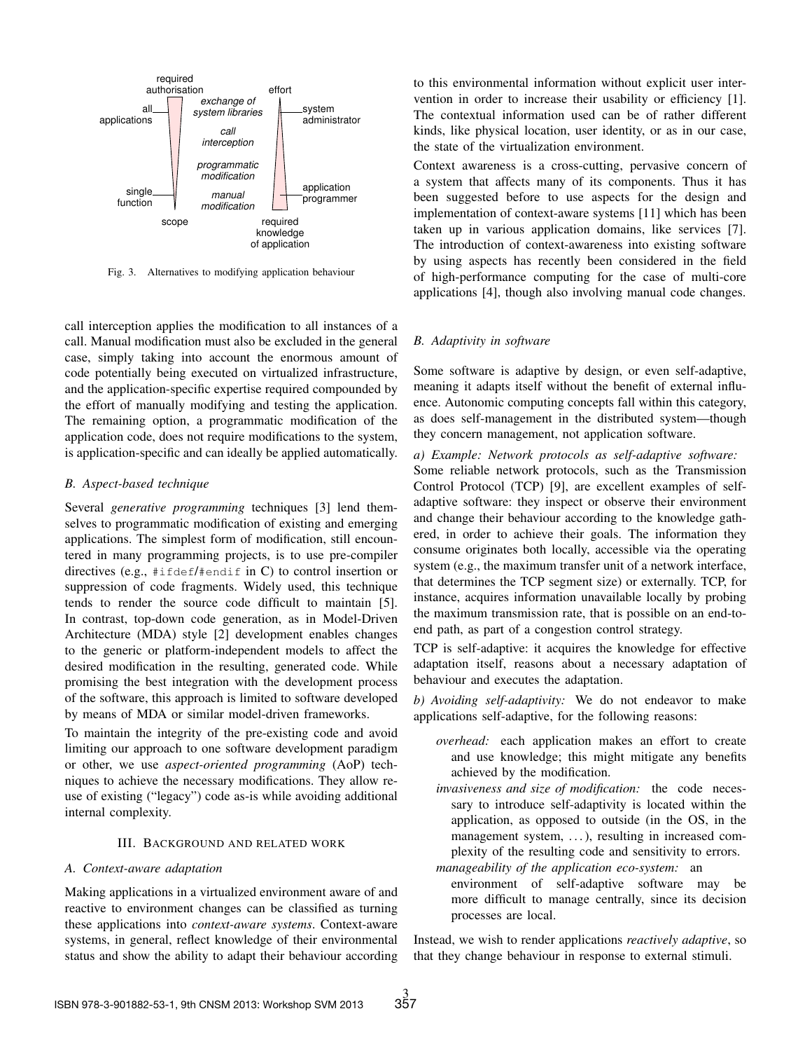Fig. 3. Alternatives to modifying application behaviour

call interception applies the modification to all instances of a call. Manual modification must also be excluded in the general case, simply taking into account the enormous amount of code potentially being executed on virtualized infrastructure, and the application-specific expertise required compounded by the effort of manually modifying and testing the application. The remaining option, a programmatic modification of the application code, does not require modifications to the system, is application-specific and can ideally be applied automatically.

### B. Aspect-based technique

Several *generative programming* techniques [3] lend themselves to programmatic modification of existing and emerging applications. The simplest form of modification, still encountered in many programming projects, is to use pre-compiler directives (e.g., `#ifdef`/`#endif` in C) to control insertion or suppression of code fragments. Widely used, this technique tends to render the source code difficult to maintain [5]. In contrast, top-down code generation, as in Model-Driven Architecture (MDA) style [2] development enables changes to the generic or platform-independent models to affect the desired modification in the resulting, generated code. While promising the best integration with the development process of the software, this approach is limited to software developed by means of MDA or similar model-driven frameworks.

To maintain the integrity of the pre-existing code and avoid limiting our approach to one software development paradigm or other, we use *aspect-oriented programming* (AoP) techniques to achieve the necessary modifications. They allow reuse of existing ("legacy") code as-is while avoiding additional internal complexity.

## III. Background and related work

### A. Context-aware adaptation

Making applications in a virtualized environment aware of and reactive to environment changes can be classified as turning these applications into *context-aware systems*. Context-aware systems, in general, reflect knowledge of their environmental status and show the ability to adapt their behaviour according to this environmental information without explicit user intervention in order to increase their usability or efficiency [1]. The contextual information used can be of rather different kinds, like physical location, user identity, or as in our case, the state of the virtualization environment.

Context awareness is a cross-cutting, pervasive concern of a system that affects many of its components. Thus it has been suggested before to use aspects for the design and implementation of context-aware systems [11] which has been taken up in various application domains, like services [7]. The introduction of context-awareness into existing software by using aspects has recently been considered in the field of high-performance computing for the case of multi-core applications [4], though also involving manual code changes.

### B. Adaptivity in software

Some software is adaptive by design, or even self-adaptive, meaning it adapts itself without the benefit of external influence. Autonomic computing concepts fall within this category, as does self-management in the distributed system—though they concern management, not application software.

*a) Example: Network protocols as self-adaptive software:* Some reliable network protocols, such as the Transmission Control Protocol (TCP) [9], are excellent examples of self-adaptive software: they inspect or observe their environment and change their behaviour according to the knowledge gathered, in order to achieve their goals. The information they consume originates both locally, accessible via the operating system (e.g., the maximum transfer unit of a network interface, that determines the TCP segment size) or externally. TCP, for instance, acquires information unavailable locally by probing the maximum transmission rate, that is possible on an end-to-end path, as part of a congestion control strategy.

TCP is self-adaptive: it acquires the knowledge for effective adaptation itself, reasons about a necessary adaptation of behaviour and executes the adaptation.

*b) Avoiding self-adaptivity:* We do not endeavor to make applications self-adaptive, for the following reasons:

- *overhead:* each application makes an effort to create and use knowledge; this might mitigate any benefits achieved by the modification.
- *invasiveness and size of modification:* the code necessary to introduce self-adaptivity is located within the application, as opposed to outside (in the OS, in the management system, ...), resulting in increased complexity of the resulting code and sensitivity to errors.
- *manageability of the application eco-system:* an environment of self-adaptive software may be more difficult to manage centrally, since its decision processes are local.

Instead, we wish to render applications *reactively adaptive*, so that they change behaviour in response to external stimuli.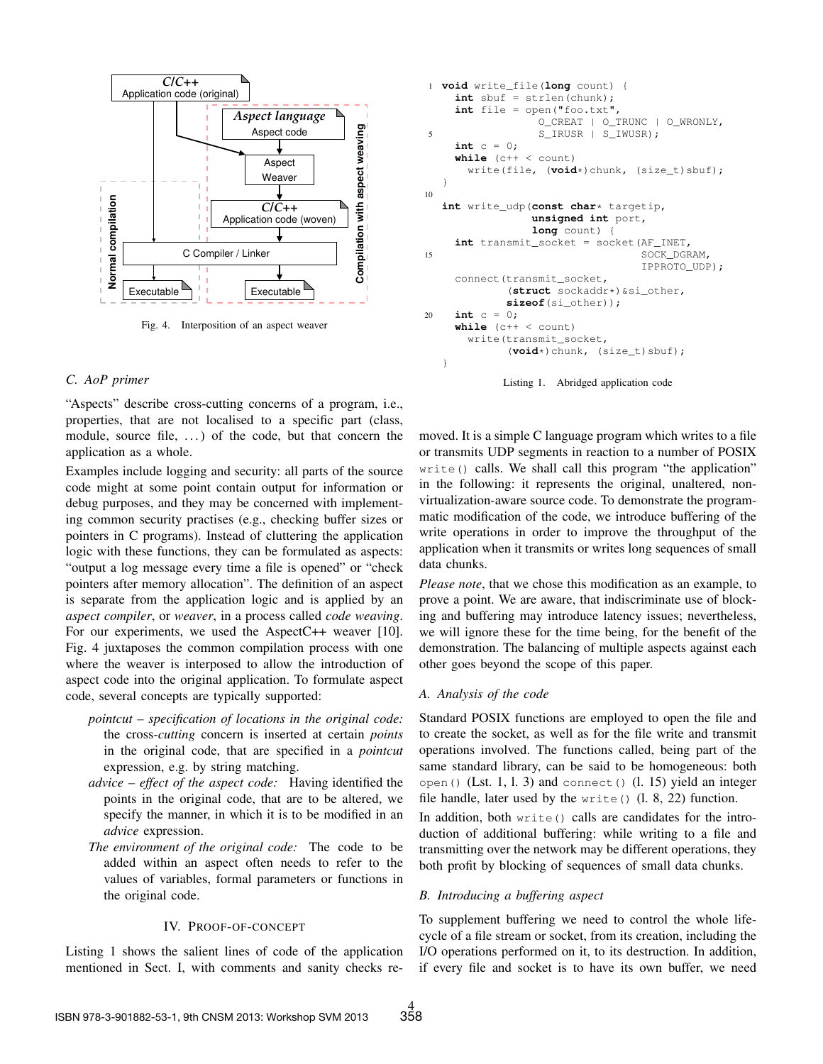Fig. 4. Interposition of an aspect weaver

### C. AoP primer

"Aspects" describe cross-cutting concerns of a program, i.e., properties, that are not localised to a specific part (class, module, source file, …) of the code, but that concern the application as a whole.

Examples include logging and security: all parts of the source code might at some point contain output for information or debug purposes, and they may be concerned with implementing common security practises (e.g., checking buffer sizes or pointers in C programs). Instead of cluttering the application logic with these functions, they can be formulated as aspects: "output a log message every time a file is opened" or "check pointers after memory allocation". The definition of an aspect is separate from the application logic and is applied by an *aspect compiler*, or *weaver*, in a process called *code weaving*. For our experiments, we used the AspectC++ weaver [10]. Fig. 4 juxtaposes the common compilation process with one where the weaver is interposed to allow the introduction of aspect code into the original application. To formulate aspect code, several concepts are typically supported:

- *pointcut – specification of locations in the original code:* the cross-*cutting* concern is inserted at certain *points* in the original code, that are specified in a *pointcut* expression, e.g. by string matching.
- *advice – effect of the aspect code:* Having identified the points in the original code, that are to be altered, we specify the manner, in which it is to be modified in an *advice* expression.
- *The environment of the original code:* The code to be added within an aspect often needs to refer to the values of variables, formal parameters or functions in the original code.

## IV. Proof-of-Concept

Listing 1 shows the salient lines of code of the application mentioned in Sect. I, with comments and sanity checks removed. It is a simple C language program which writes to a file or transmits UDP segments in reaction to a number of POSIX `write()` calls. We shall call this program "the application" in the following: it represents the original, unaltered, non-virtualization-aware source code. To demonstrate the programmatic modification of the code, we introduce buffering of the write operations in order to improve the throughput of the application when it transmits or writes long sequences of small data chunks.

```
1  void write_file(long count) {
     int sbuf = strlen(chunk);
     int file = open("foo.txt",
                     O_CREAT | O_TRUNC | O_WRONLY,
5                    S_IRUSR | S_IWUSR);
     int c = 0;
     while (c++ < count)
       write(file, (void*)chunk, (size_t)sbuf);
   }
10
   int write_udp(const char* targetip,
                 unsigned int port,
                 long count) {
     int transmit_socket = socket(AF_INET,
15                                SOCK_DGRAM,
                                  IPPROTO_UDP);
     connect(transmit_socket,
             (struct sockaddr*)&si_other,
             sizeof(si_other));
20   int c = 0;
     while (c++ < count)
       write(transmit_socket,
             (void*)chunk, (size_t)sbuf);
   }
```

Listing 1. Abridged application code

*Please note*, that we chose this modification as an example, to prove a point. We are aware, that indiscriminate use of blocking and buffering may introduce latency issues; nevertheless, we will ignore these for the time being, for the benefit of the demonstration. The balancing of multiple aspects against each other goes beyond the scope of this paper.

### A. Analysis of the code

Standard POSIX functions are employed to open the file and to create the socket, as well as for the file write and transmit operations involved. The functions called, being part of the same standard library, can be said to be homogeneous: both `open()` (Lst. 1, l. 3) and `connect()` (l. 15) yield an integer file handle, later used by the `write()` (l. 8, 22) function.

In addition, both `write()` calls are candidates for the introduction of additional buffering: while writing to a file and transmitting over the network may be different operations, they both profit by blocking of sequences of small data chunks.

### B. Introducing a buffering aspect

To supplement buffering we need to control the whole lifecycle of a file stream or socket, from its creation, including the I/O operations performed on it, to its destruction. In addition, if every file and socket is to have its own buffer, we need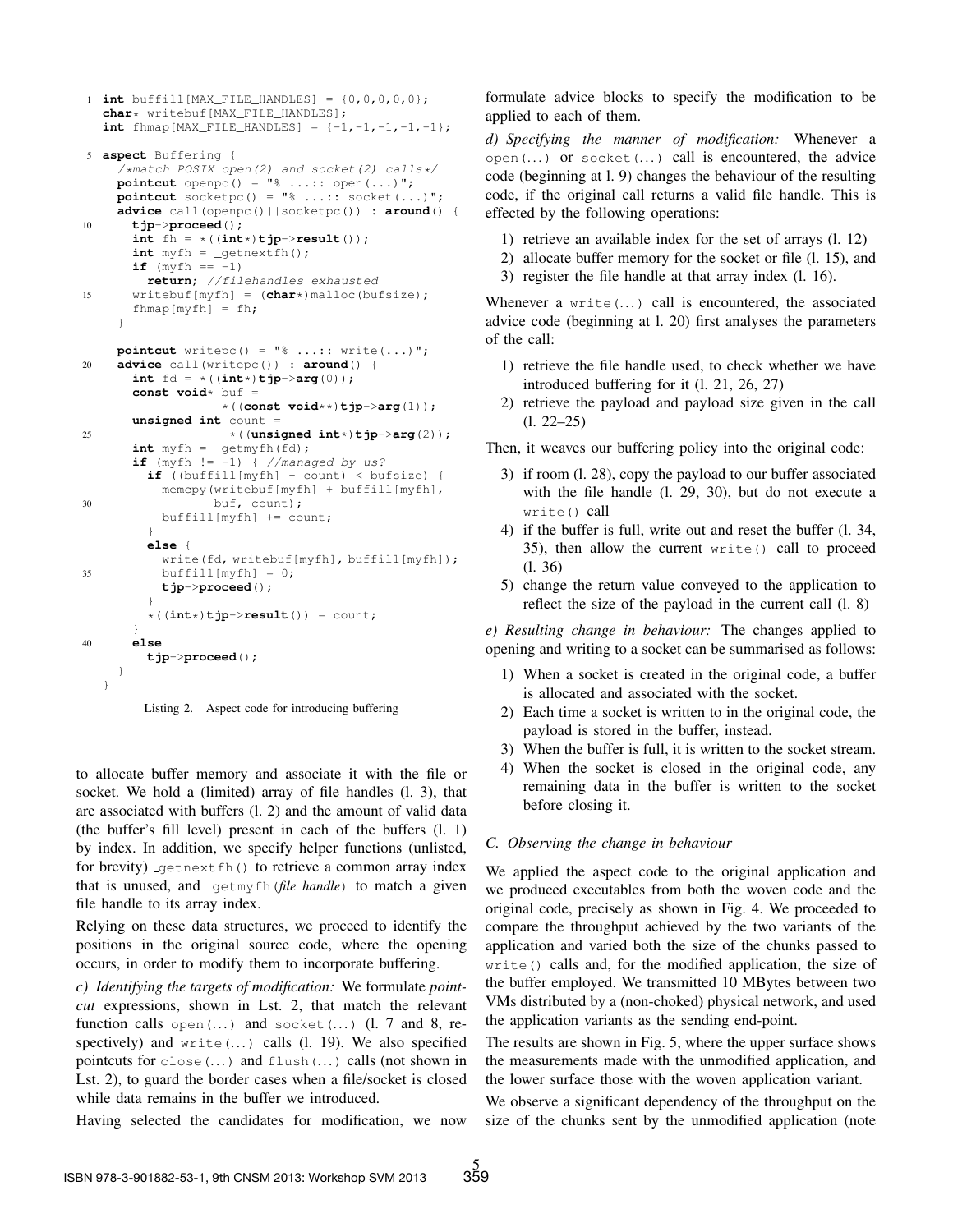```
1  int buffill[MAX_FILE_HANDLES] = {0,0,0,0,0};
   char* writebuf[MAX_FILE_HANDLES];
   int fhmap[MAX_FILE_HANDLES] = {-1,-1,-1,-1,-1};

5  aspect Buffering {
     /*match POSIX open(2) and socket(2) calls*/
     pointcut openpc() = "% ...:: open(...)";
     pointcut socketpc() = "% ...:: socket(...)";
     advice call(openpc()||socketpc()) : around() {
10     tjp->proceed();
       int fh = *((int*)tjp->result());
       int myfh = _getnextfh();
       if (myfh == -1)
         return; //filehandles exhausted
15     writebuf[myfh] = (char*)malloc(bufsize);
       fhmap[myfh] = fh;
     }

     pointcut writepc() = "% ...:: write(...)";
20   advice call(writepc()) : around() {
       int fd = *((int*)tjp->arg(0));
       const void* buf =
                 *((const void**)tjp->arg(1));
       unsigned int count =
25               *((unsigned int*)tjp->arg(2));
       int myfh = _getmyfh(fd);
       if (myfh != -1) { //managed by us?
         if ((buffill[myfh] + count) < bufsize) {
           memcpy(writebuf[myfh] + buffill[myfh],
30                buf, count);
           buffill[myfh] += count;
         }
         else {
           write(fd, writebuf[myfh], buffill[myfh]);
35         buffill[myfh] = 0;
           tjp->proceed();
         }
         *((int*)tjp->result()) = count;
       }
40     else
         tjp->proceed();
     }
   }
```

Listing 2. Aspect code for introducing buffering

to allocate buffer memory and associate it with the file or socket. We hold a (limited) array of file handles (l. 3), that are associated with buffers (l. 2) and the amount of valid data (the buffer's fill level) present in each of the buffers (l. 1) by index. In addition, we specify helper functions (unlisted, for brevity) `_getnextfh()` to retrieve a common array index that is unused, and `_getmyfh(`*file handle*`)` to match a given file handle to its array index.

Relying on these data structures, we proceed to identify the positions in the original source code, where the opening occurs, in order to modify them to incorporate buffering.

*c) Identifying the targets of modification:* We formulate *pointcut* expressions, shown in Lst. 2, that match the relevant function calls `open(...)` and `socket(...)` (l. 7 and 8, respectively) and `write(...)` calls (l. 19). We also specified pointcuts for `close(...)` and `flush(...)` calls (not shown in Lst. 2), to guard the border cases when a file/socket is closed while data remains in the buffer we introduced.

Having selected the candidates for modification, we now formulate advice blocks to specify the modification to be applied to each of them.

*d) Specifying the manner of modification:* Whenever a `open(...)` or `socket(...)` call is encountered, the advice code (beginning at l. 9) changes the behaviour of the resulting code, if the original call returns a valid file handle. This is effected by the following operations:

1) retrieve an available index for the set of arrays (l. 12)
2) allocate buffer memory for the socket or file (l. 15), and
3) register the file handle at that array index (l. 16).

Whenever a `write(...)` call is encountered, the associated advice code (beginning at l. 20) first analyses the parameters of the call:

1) retrieve the file handle used, to check whether we have introduced buffering for it (l. 21, 26, 27)
2) retrieve the payload and payload size given in the call (l. 22–25)

Then, it weaves our buffering policy into the original code:

3) if room (l. 28), copy the payload to our buffer associated with the file handle (l. 29, 30), but do not execute a `write()` call
4) if the buffer is full, write out and reset the buffer (l. 34, 35), then allow the current `write()` call to proceed (l. 36)
5) change the return value conveyed to the application to reflect the size of the payload in the current call (l. 8)

*e) Resulting change in behaviour:* The changes applied to opening and writing to a socket can be summarised as follows:

1) When a socket is created in the original code, a buffer is allocated and associated with the socket.
2) Each time a socket is written to in the original code, the payload is stored in the buffer, instead.
3) When the buffer is full, it is written to the socket stream.
4) When the socket is closed in the original code, any remaining data in the buffer is written to the socket before closing it.

### C. Observing the change in behaviour

We applied the aspect code to the original application and we produced executables from both the woven code and the original code, precisely as shown in Fig. 4. We proceeded to compare the throughput achieved by the two variants of the application and varied both the size of the chunks passed to `write()` calls and, for the modified application, the size of the buffer employed. We transmitted 10 MBytes between two VMs distributed by a (non-choked) physical network, and used the application variants as the sending end-point.

The results are shown in Fig. 5, where the upper surface shows the measurements made with the unmodified application, and the lower surface those with the woven application variant.

We observe a significant dependency of the throughput on the size of the chunks sent by the unmodified application (note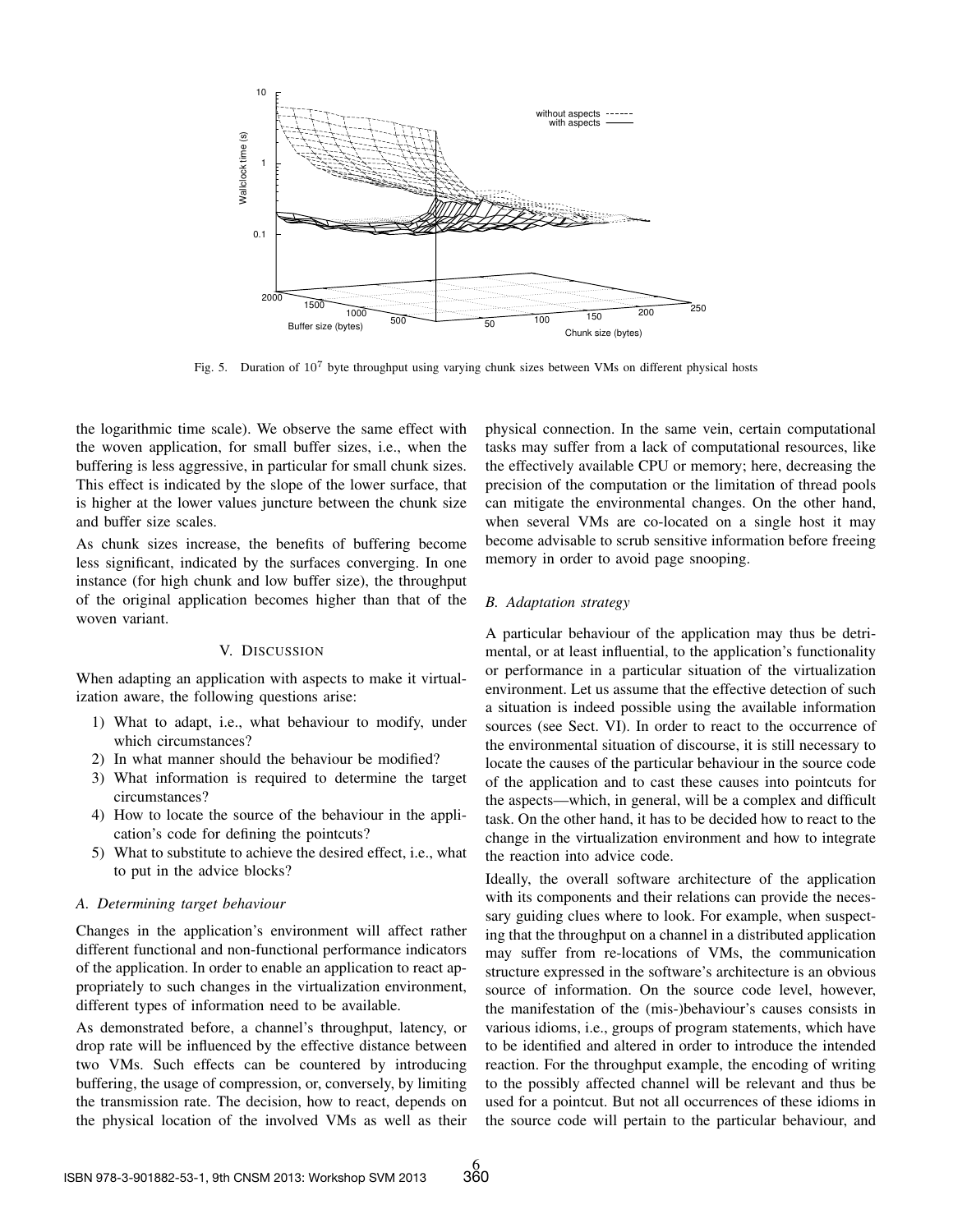10

1

0.1

Wallclock time (s)

without aspects

with aspects

2000

1500

1000

500

Buffer size (bytes)

50

100

150

200

250

Chunk size (bytes)

Fig. 5. Duration of $10^7$ byte throughput using varying chunk sizes between VMs on different physical hosts

the logarithmic time scale). We observe the same effect with the woven application, for small buffer sizes, i.e., when the buffering is less aggressive, in particular for small chunk sizes. This effect is indicated by the slope of the lower surface, that is higher at the lower values juncture between the chunk size and buffer size scales.

As chunk sizes increase, the benefits of buffering become less significant, indicated by the surfaces converging. In one instance (for high chunk and low buffer size), the throughput of the original application becomes higher than that of the woven variant.

## V. Discussion

When adapting an application with aspects to make it virtualization aware, the following questions arise:

1) What to adapt, i.e., what behaviour to modify, under which circumstances?
2) In what manner should the behaviour be modified?
3) What information is required to determine the target circumstances?
4) How to locate the source of the behaviour in the application's code for defining the pointcuts?
5) What to substitute to achieve the desired effect, i.e., what to put in the advice blocks?

### A. Determining target behaviour

Changes in the application's environment will affect rather different functional and non-functional performance indicators of the application. In order to enable an application to react appropriately to such changes in the virtualization environment, different types of information need to be available.

As demonstrated before, a channel's throughput, latency, or drop rate will be influenced by the effective distance between two VMs. Such effects can be countered by introducing buffering, the usage of compression, or, conversely, by limiting the transmission rate. The decision, how to react, depends on the physical location of the involved VMs as well as their physical connection. In the same vein, certain computational tasks may suffer from a lack of computational resources, like the effectively available CPU or memory; here, decreasing the precision of the computation or the limitation of thread pools can mitigate the environmental changes. On the other hand, when several VMs are co-located on a single host it may become advisable to scrub sensitive information before freeing memory in order to avoid page snooping.

### B. Adaptation strategy

A particular behaviour of the application may thus be detrimental, or at least influential, to the application's functionality or performance in a particular situation of the virtualization environment. Let us assume that the effective detection of such a situation is indeed possible using the available information sources (see Sect. VI). In order to react to the occurrence of the environmental situation of discourse, it is still necessary to locate the causes of the particular behaviour in the source code of the application and to cast these causes into pointcuts for the aspects—which, in general, will be a complex and difficult task. On the other hand, it has to be decided how to react to the change in the virtualization environment and how to integrate the reaction into advice code.

Ideally, the overall software architecture of the application with its components and their relations can provide the necessary guiding clues where to look. For example, when suspecting that the throughput on a channel in a distributed application may suffer from re-locations of VMs, the communication structure expressed in the software's architecture is an obvious source of information. On the source code level, however, the manifestation of the (mis-)behaviour's causes consists in various idioms, i.e., groups of program statements, which have to be identified and altered in order to introduce the intended reaction. For the throughput example, the encoding of writing to the possibly affected channel will be relevant and thus be used for a pointcut. But not all occurrences of these idioms in the source code will pertain to the particular behaviour, and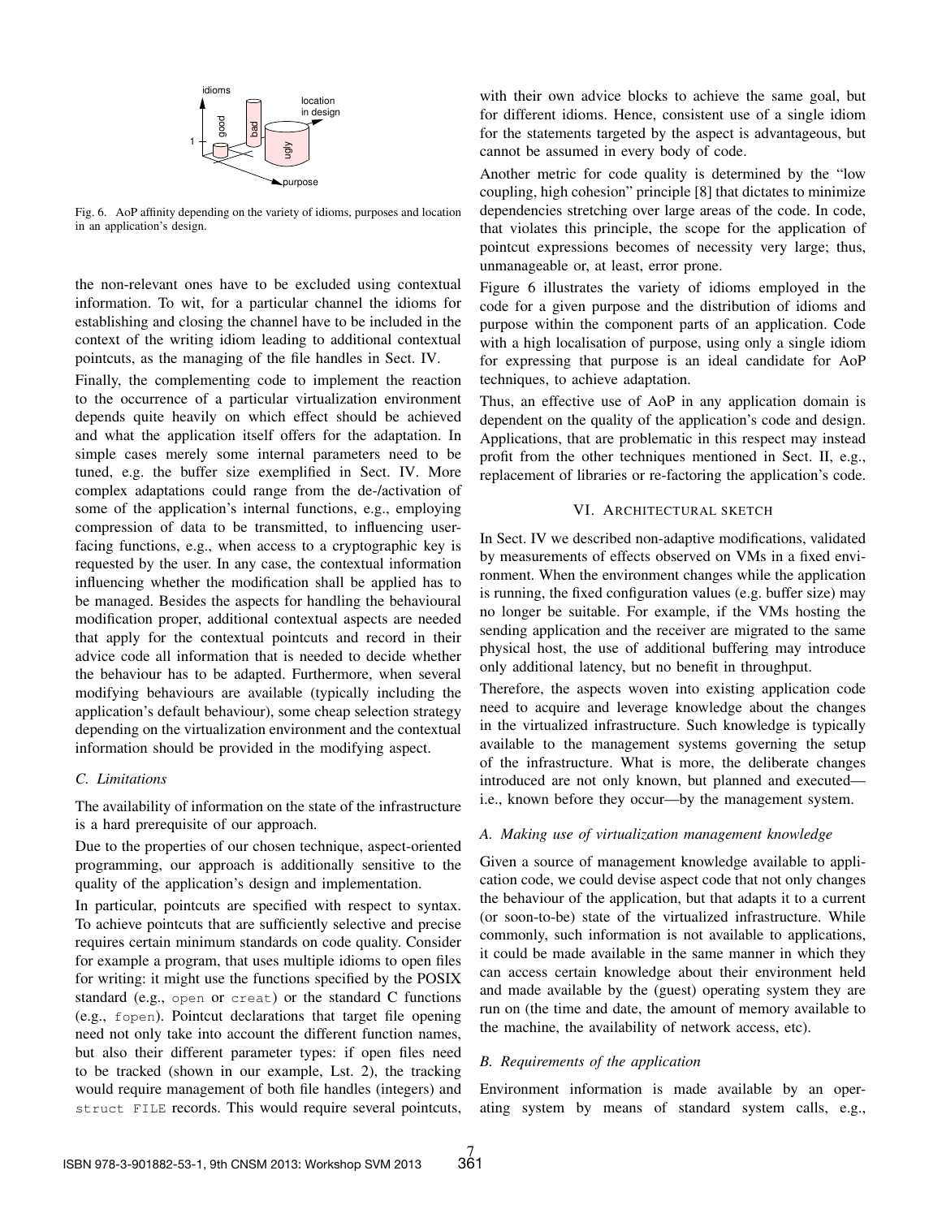idioms

location in design

good

bad

1

ugly

purpose

Fig. 6. AoP affinity depending on the variety of idioms, purposes and location in an application's design.

the non-relevant ones have to be excluded using contextual information. To wit, for a particular channel the idioms for establishing and closing the channel have to be included in the context of the writing idiom leading to additional contextual pointcuts, as the managing of the file handles in Sect. IV.

Finally, the complementing code to implement the reaction to the occurrence of a particular virtualization environment depends quite heavily on which effect should be achieved and what the application itself offers for the adaptation. In simple cases merely some internal parameters need to be tuned, e.g. the buffer size exemplified in Sect. IV. More complex adaptations could range from the de-/activation of some of the application's internal functions, e.g., employing compression of data to be transmitted, to influencing user-facing functions, e.g., when access to a cryptographic key is requested by the user. In any case, the contextual information influencing whether the modification shall be applied has to be managed. Besides the aspects for handling the behavioural modification proper, additional contextual aspects are needed that apply for the contextual pointcuts and record in their advice code all information that is needed to decide whether the behaviour has to be adapted. Furthermore, when several modifying behaviours are available (typically including the application's default behaviour), some cheap selection strategy depending on the virtualization environment and the contextual information should be provided in the modifying aspect.

### C. Limitations

The availability of information on the state of the infrastructure is a hard prerequisite of our approach.

Due to the properties of our chosen technique, aspect-oriented programming, our approach is additionally sensitive to the quality of the application's design and implementation.

In particular, pointcuts are specified with respect to syntax. To achieve pointcuts that are sufficiently selective and precise requires certain minimum standards on code quality. Consider for example a program, that uses multiple idioms to open files for writing: it might use the functions specified by the POSIX standard (e.g., `open` or `creat`) or the standard C functions (e.g., `fopen`). Pointcut declarations that target file opening need not only take into account the different function names, but also their different parameter types: if open files need to be tracked (shown in our example, Lst. 2), the tracking would require management of both file handles (integers) and `struct FILE` records. This would require several pointcuts, with their own advice blocks to achieve the same goal, but for different idioms. Hence, consistent use of a single idiom for the statements targeted by the aspect is advantageous, but cannot be assumed in every body of code.

Another metric for code quality is determined by the "low coupling, high cohesion" principle [8] that dictates to minimize dependencies stretching over large areas of the code. In code, that violates this principle, the scope for the application of pointcut expressions becomes of necessity very large; thus, unmanageable or, at least, error prone.

Figure 6 illustrates the variety of idioms employed in the code for a given purpose and the distribution of idioms and purpose within the component parts of an application. Code with a high localisation of purpose, using only a single idiom for expressing that purpose is an ideal candidate for AoP techniques, to achieve adaptation.

Thus, an effective use of AoP in any application domain is dependent on the quality of the application's code and design. Applications, that are problematic in this respect may instead profit from the other techniques mentioned in Sect. II, e.g., replacement of libraries or re-factoring the application's code.

## VI. Architectural sketch

In Sect. IV we described non-adaptive modifications, validated by measurements of effects observed on VMs in a fixed environment. When the environment changes while the application is running, the fixed configuration values (e.g. buffer size) may no longer be suitable. For example, if the VMs hosting the sending application and the receiver are migrated to the same physical host, the use of additional buffering may introduce only additional latency, but no benefit in throughput.

Therefore, the aspects woven into existing application code need to acquire and leverage knowledge about the changes in the virtualized infrastructure. Such knowledge is typically available to the management systems governing the setup of the infrastructure. What is more, the deliberate changes introduced are not only known, but planned and executed—i.e., known before they occur—by the management system.

### A. Making use of virtualization management knowledge

Given a source of management knowledge available to application code, we could devise aspect code that not only changes the behaviour of the application, but that adapts it to a current (or soon-to-be) state of the virtualized infrastructure. While commonly, such information is not available to applications, it could be made available in the same manner in which they can access certain knowledge about their environment held and made available by the (guest) operating system they are run on (the time and date, the amount of memory available to the machine, the availability of network access, etc).

### B. Requirements of the application

Environment information is made available by an operating system by means of standard system calls, e.g.,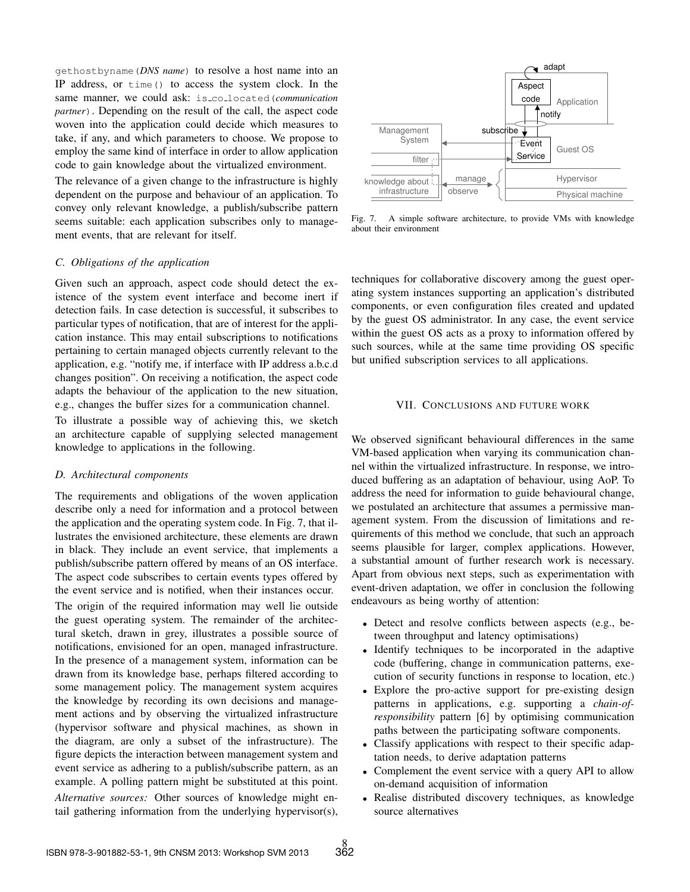gethostbyname(*DNS name*) to resolve a host name into an IP address, or time() to access the system clock. In the same manner, we could ask: is_co_located(*communication partner*). Depending on the result of the call, the aspect code woven into the application could decide which measures to take, if any, and which parameters to choose. We propose to employ the same kind of interface in order to allow application code to gain knowledge about the virtualized environment.

The relevance of a given change to the infrastructure is highly dependent on the purpose and behaviour of an application. To convey only relevant knowledge, a publish/subscribe pattern seems suitable: each application subscribes only to management events, that are relevant for itself.

### *C. Obligations of the application*

Given such an approach, aspect code should detect the existence of the system event interface and become inert if detection fails. In case detection is successful, it subscribes to particular types of notification, that are of interest for the application instance. This may entail subscriptions to notifications pertaining to certain managed objects currently relevant to the application, e.g. "notify me, if interface with IP address a.b.c.d changes position". On receiving a notification, the aspect code adapts the behaviour of the application to the new situation, e.g., changes the buffer sizes for a communication channel.

To illustrate a possible way of achieving this, we sketch an architecture capable of supplying selected management knowledge to applications in the following.

### *D. Architectural components*

The requirements and obligations of the woven application describe only a need for information and a protocol between the application and the operating system code. In Fig. 7, that illustrates the envisioned architecture, these elements are drawn in black. They include an event service, that implements a publish/subscribe pattern offered by means of an OS interface. The aspect code subscribes to certain events types offered by the event service and is notified, when their instances occur.

The origin of the required information may well lie outside the guest operating system. The remainder of the architectural sketch, drawn in grey, illustrates a possible source of notifications, envisioned for an open, managed infrastructure. In the presence of a management system, information can be drawn from its knowledge base, perhaps filtered according to some management policy. The management system acquires the knowledge by recording its own decisions and management actions and by observing the virtualized infrastructure (hypervisor software and physical machines, as shown in the diagram, are only a subset of the infrastructure). The figure depicts the interaction between management system and event service as adhering to a publish/subscribe pattern, as an example. A polling pattern might be substituted at this point.

*Alternative sources:* Other sources of knowledge might entail gathering information from the underlying hypervisor(s), techniques for collaborative discovery among the guest operating system instances supporting an application's distributed components, or even configuration files created and updated by the guest OS administrator. In any case, the event service within the guest OS acts as a proxy to information offered by such sources, while at the same time providing OS specific but unified subscription services to all applications.

adapt
Aspect code
Application
notify
Management System
subscribe
Event Service
Guest OS
filter
knowledge about infrastructure
manage
observe
Hypervisor
Physical machine

Fig. 7. A simple software architecture, to provide VMs with knowledge about their environment

## VII. Conclusions and future work

We observed significant behavioural differences in the same VM-based application when varying its communication channel within the virtualized infrastructure. In response, we introduced buffering as an adaptation of behaviour, using AoP. To address the need for information to guide behavioural change, we postulated an architecture that assumes a permissive management system. From the discussion of limitations and requirements of this method we conclude, that such an approach seems plausible for larger, complex applications. However, a substantial amount of further research work is necessary. Apart from obvious next steps, such as experimentation with event-driven adaptation, we offer in conclusion the following endeavours as being worthy of attention:

- Detect and resolve conflicts between aspects (e.g., between throughput and latency optimisations)
- Identify techniques to be incorporated in the adaptive code (buffering, change in communication patterns, execution of security functions in response to location, etc.)
- Explore the pro-active support for pre-existing design patterns in applications, e.g. supporting a *chain-of-responsibility* pattern [6] by optimising communication paths between the participating software components.
- Classify applications with respect to their specific adaptation needs, to derive adaptation patterns
- Complement the event service with a query API to allow on-demand acquisition of information
- Realise distributed discovery techniques, as knowledge source alternatives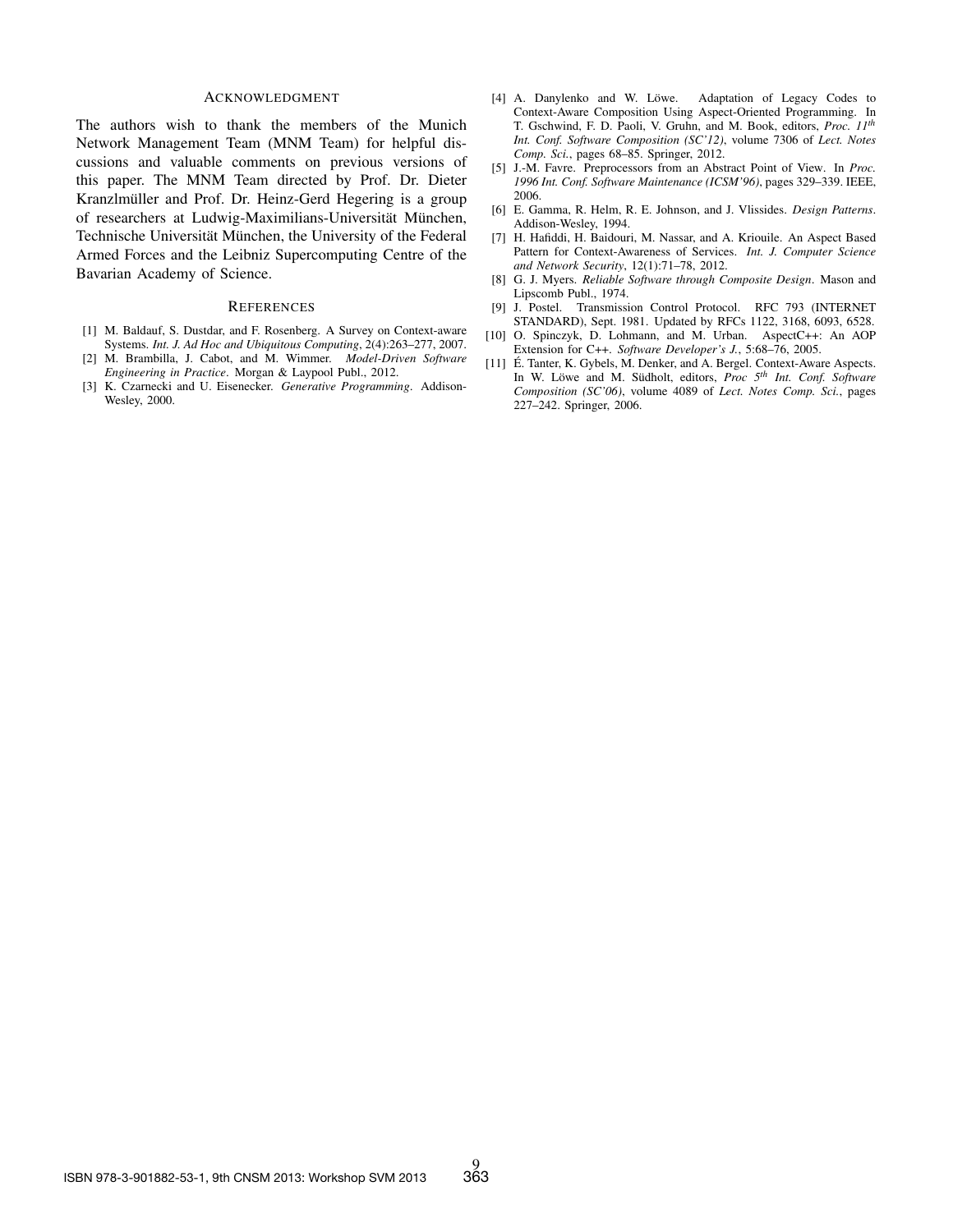## ACKNOWLEDGMENT

The authors wish to thank the members of the Munich Network Management Team (MNM Team) for helpful discussions and valuable comments on previous versions of this paper. The MNM Team directed by Prof. Dr. Dieter Kranzlmüller and Prof. Dr. Heinz-Gerd Hegering is a group of researchers at Ludwig-Maximilians-Universität München, Technische Universität München, the University of the Federal Armed Forces and the Leibniz Supercomputing Centre of the Bavarian Academy of Science.

## REFERENCES

[1] M. Baldauf, S. Dustdar, and F. Rosenberg. A Survey on Context-aware Systems. *Int. J. Ad Hoc and Ubiquitous Computing*, 2(4):263–277, 2007.

[2] M. Brambilla, J. Cabot, and M. Wimmer. *Model-Driven Software Engineering in Practice*. Morgan & Laypool Publ., 2012.

[3] K. Czarnecki and U. Eisenecker. *Generative Programming*. Addison-Wesley, 2000.

[4] A. Danylenko and W. Löwe. Adaptation of Legacy Codes to Context-Aware Composition Using Aspect-Oriented Programming. In T. Gschwind, F. D. Paoli, V. Gruhn, and M. Book, editors, *Proc. 11th Int. Conf. Software Composition (SC'12)*, volume 7306 of *Lect. Notes Comp. Sci.*, pages 68–85. Springer, 2012.

[5] J.-M. Favre. Preprocessors from an Abstract Point of View. In *Proc. 1996 Int. Conf. Software Maintenance (ICSM'96)*, pages 329–339. IEEE, 2006.

[6] E. Gamma, R. Helm, R. E. Johnson, and J. Vlissides. *Design Patterns*. Addison-Wesley, 1994.

[7] H. Hafiddi, H. Baidouri, M. Nassar, and A. Kriouile. An Aspect Based Pattern for Context-Awareness of Services. *Int. J. Computer Science and Network Security*, 12(1):71–78, 2012.

[8] G. J. Myers. *Reliable Software through Composite Design*. Mason and Lipscomb Publ., 1974.

[9] J. Postel. Transmission Control Protocol. RFC 793 (INTERNET STANDARD), Sept. 1981. Updated by RFCs 1122, 3168, 6093, 6528.

[10] O. Spinczyk, D. Lohmann, and M. Urban. AspectC++: An AOP Extension for C++. *Software Developer's J.*, 5:68–76, 2005.

[11] É. Tanter, K. Gybels, M. Denker, and A. Bergel. Context-Aware Aspects. In W. Löwe and M. Südholt, editors, *Proc 5th Int. Conf. Software Composition (SC'06)*, volume 4089 of *Lect. Notes Comp. Sci.*, pages 227–242. Springer, 2006.